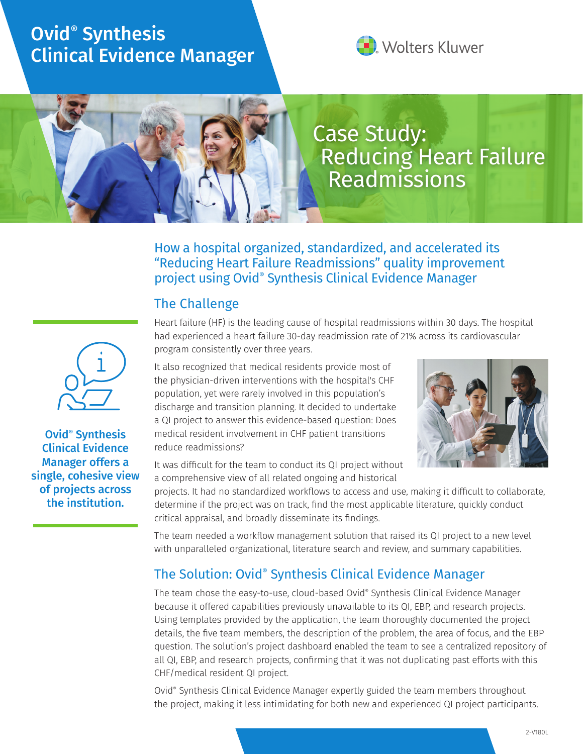# Ovid® Synthesis Clinical Evidence Manager

Wolters Kluwer

## Case Study: Reducing Heart Failure Readmissions

### How a hospital organized, standardized, and accelerated its "Reducing Heart Failure Readmissions" quality improvement project using Ovid® Synthesis Clinical Evidence Manager

**Ovid® Synthesis Clinical Evidence Manager offers a single, cohesive view of projects across the institution.**

## The Challenge

Heart failure (HF) is the leading cause of hospital readmissions within 30 days. The hospital had experienced a heart failure 30-day readmission rate of 21% across its cardiovascular program consistently over three years.

It also recognized that medical residents provide most of the physician-driven interventions with the hospital's CHF population, yet were rarely involved in this population's discharge and transition planning. It decided to undertake a QI project to answer this evidence-based question: Does medical resident involvement in CHF patient transitions reduce readmissions?

It was difficult for the team to conduct its QI project without a comprehensive view of all related ongoing and historical projects. It had no standardized workflows to access and use, making it difficult to collaborate, determine if the project was on track, find the most applicable literature, quickly conduct critical appraisal, and broadly disseminate its findings.

The team needed a workflow management solution that raised its QI project to a new level with unparalleled organizational, literature search and review, and summary capabilities.

## The Solution: Ovid® Synthesis Clinical Evidence Manager

The team chose the easy-to-use, cloud-based Ovid® Synthesis Clinical Evidence Manager because it offered capabilities previously unavailable to its QI, EBP, and research projects. Using templates provided by the application, the team thoroughly documented the project details, the five team members, the description of the problem, the area of focus, and the EBP question. The solution's project dashboard enabled the team to see a centralized repository of all QI, EBP, and research projects, confirming that it was not duplicating past efforts with this CHF/medical resident QI project.

Ovid® Synthesis Clinical Evidence Manager expertly guided the team members throughout the project, making it less intimidating for both new and experienced QI project participants.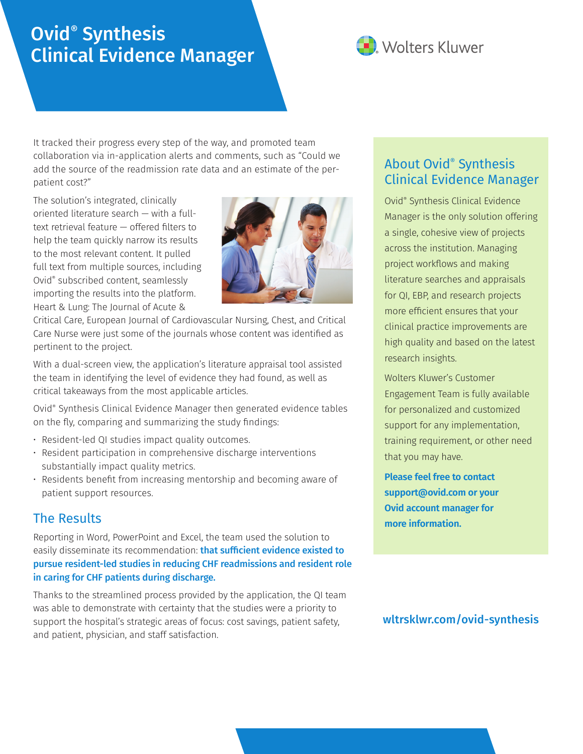# Ovid® Synthesis Clinical Evidence Manager

It tracked their progress every step of the way, and promoted team collaboration via in-application alerts and comments, such as "Could we add the source of the readmission rate data and an estimate of the per-patient cost?"

The solution's integrated, clinically oriented literature search — with a full-text retrieval feature — offered filters to help the team quickly narrow its results to the most relevant content. It pulled full text from multiple sources, including Ovid® subscribed content, seamlessly importing the results into the platform. Heart & Lung: The Journal of Acute & Critical Care, European Journal of Cardiovascular Nursing, Chest, and Critical Care Nurse were just some of the journals whose content was identified as pertinent to the project.

With a dual-screen view, the application's literature appraisal tool assisted the team in identifying the level of evidence they had found, as well as critical takeaways from the most applicable articles.

Ovid® Synthesis Clinical Evidence Manager then generated evidence tables on the fly, comparing and summarizing the study findings:

- Resident-led QI studies impact quality outcomes.
- Resident participation in comprehensive discharge interventions substantially impact quality metrics.
- Residents benefit from increasing mentorship and becoming aware of patient support resources.

## The Results

Reporting in Word, PowerPoint and Excel, the team used the solution to easily disseminate its recommendation: **that sufficient evidence existed to pursue resident-led studies in reducing CHF readmissions and resident role in caring for CHF patients during discharge.**

Thanks to the streamlined process provided by the application, the QI team was able to demonstrate with certainty that the studies were a priority to support the hospital's strategic areas of focus: cost savings, patient safety, and patient, physician, and staff satisfaction.

## About Ovid® Synthesis Clinical Evidence Manager

Ovid® Synthesis Clinical Evidence Manager is the only solution offering a single, cohesive view of projects across the institution. Managing project workflows and making literature searches and appraisals for QI, EBP, and research projects more efficient ensures that your clinical practice improvements are high quality and based on the latest research insights.

Wolters Kluwer's Customer Engagement Team is fully available for personalized and customized support for any implementation, training requirement, or other need that you may have.

**Please feel free to contact support@ovid.com or your Ovid account manager for more information.**

wltrsklwr.com/ovid-synthesis